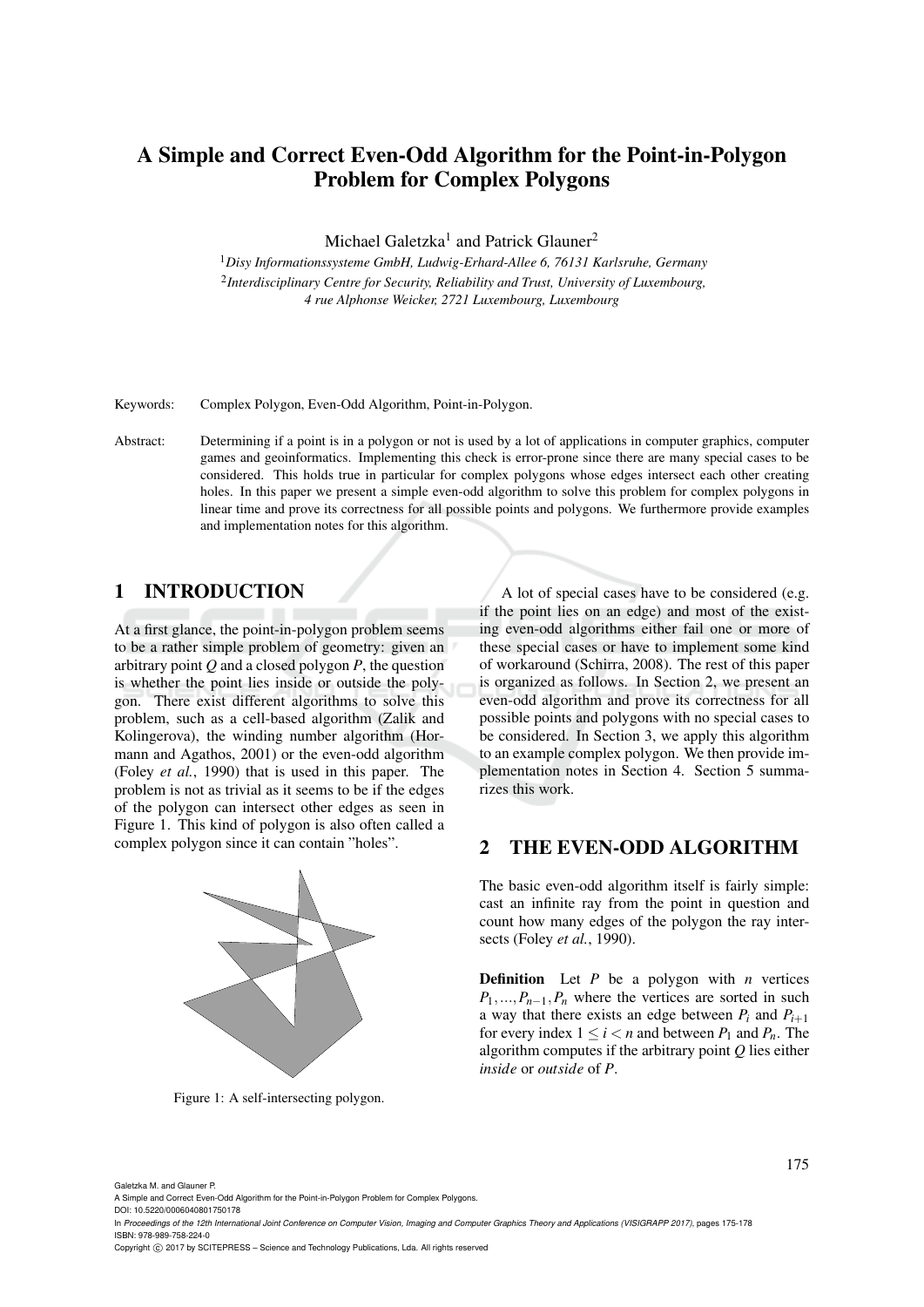# A Simple and Correct Even-Odd Algorithm for the Point-in-Polygon Problem for Complex Polygons

Michael Galetzka[1] and Patrick Glauner[2]

[1]*Disy Informationssysteme GmbH, Ludwig-Erhard-Allee 6, 76131 Karlsruhe, Germany*
[2]*Interdisciplinary Centre for Security, Reliability and Trust, University of Luxembourg, 4 rue Alphonse Weicker, 2721 Luxembourg, Luxembourg*

Keywords: Complex Polygon, Even-Odd Algorithm, Point-in-Polygon.

Abstract: Determining if a point is in a polygon or not is used by a lot of applications in computer graphics, computer games and geoinformatics. Implementing this check is error-prone since there are many special cases to be considered. This holds true in particular for complex polygons whose edges intersect each other creating holes. In this paper we present a simple even-odd algorithm to solve this problem for complex polygons in linear time and prove its correctness for all possible points and polygons. We furthermore provide examples and implementation notes for this algorithm.

## 1 INTRODUCTION

At a first glance, the point-in-polygon problem seems to be a rather simple problem of geometry: given an arbitrary point $Q$ and a closed polygon $P$, the question is whether the point lies inside or outside the polygon. There exist different algorithms to solve this problem, such as a cell-based algorithm (Zalik and Kolingerova), the winding number algorithm (Hormann and Agathos, 2001) or the even-odd algorithm (Foley *et al.*, 1990) that is used in this paper. The problem is not as trivial as it seems to be if the edges of the polygon can intersect other edges as seen in Figure 1. This kind of polygon is also often called a complex polygon since it can contain "holes".

Figure 1: A self-intersecting polygon.

A lot of special cases have to be considered (e.g. if the point lies on an edge) and most of the existing even-odd algorithms either fail one or more of these special cases or have to implement some kind of workaround (Schirra, 2008). The rest of this paper is organized as follows. In Section 2, we present an even-odd algorithm and prove its correctness for all possible points and polygons with no special cases to be considered. In Section 3, we apply this algorithm to an example complex polygon. We then provide implementation notes in Section 4. Section 5 summarizes this work.

## 2 THE EVEN-ODD ALGORITHM

The basic even-odd algorithm itself is fairly simple: cast an infinite ray from the point in question and count how many edges of the polygon the ray intersects (Foley *et al.*, 1990).

**Definition** Let $P$ be a polygon with $n$ vertices $P_1, ..., P_{n-1}, P_n$ where the vertices are sorted in such a way that there exists an edge between $P_i$ and $P_{i+1}$ for every index $1 \leq i < n$ and between $P_1$ and $P_n$. The algorithm computes if the arbitrary point $Q$ lies either *inside* or *outside* of $P$.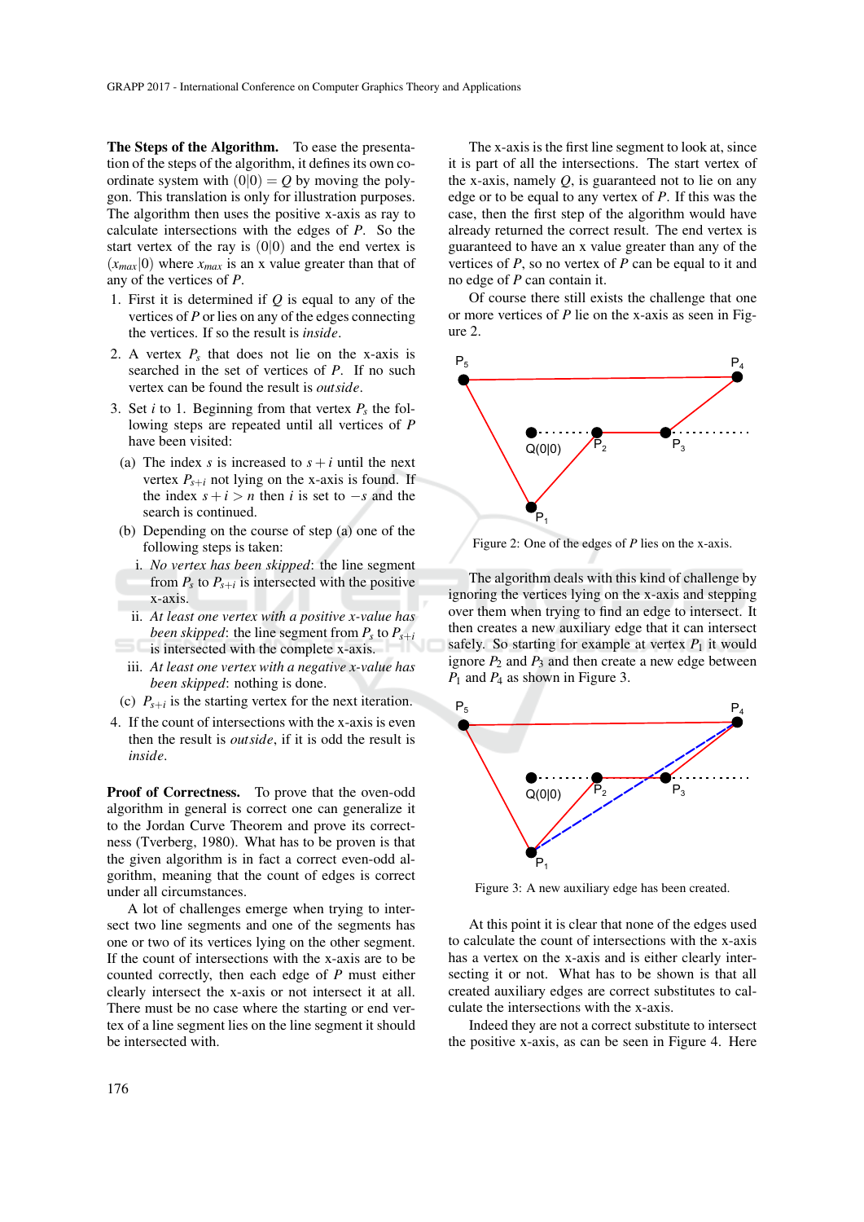**The Steps of the Algorithm.** To ease the presentation of the steps of the algorithm, it defines its own coordinate system with $(0|0) = Q$ by moving the polygon. This translation is only for illustration purposes. The algorithm then uses the positive x-axis as ray to calculate intersections with the edges of $P$. So the start vertex of the ray is $(0|0)$ and the end vertex is $(x_{max}|0)$ where $x_{max}$ is an x value greater than that of any of the vertices of $P$.

1. First it is determined if $Q$ is equal to any of the vertices of $P$ or lies on any of the edges connecting the vertices. If so the result is *inside*.
2. A vertex $P_s$ that does not lie on the x-axis is searched in the set of vertices of $P$. If no such vertex can be found the result is *outside*.
3. Set $i$ to 1. Beginning from that vertex $P_s$ the following steps are repeated until all vertices of $P$ have been visited:
   (a) The index $s$ is increased to $s+i$ until the next vertex $P_{s+i}$ not lying on the x-axis is found. If the index $s+i > n$ then $i$ is set to $-s$ and the search is continued.
   (b) Depending on the course of step (a) one of the following steps is taken:
      i. *No vertex has been skipped*: the line segment from $P_s$ to $P_{s+i}$ is intersected with the positive x-axis.
      ii. *At least one vertex with a positive x-value has been skipped*: the line segment from $P_s$ to $P_{s+i}$ is intersected with the complete x-axis.
      iii. *At least one vertex with a negative x-value has been skipped*: nothing is done.
   (c) $P_{s+i}$ is the starting vertex for the next iteration.
4. If the count of intersections with the x-axis is even then the result is *outside*, if it is odd the result is *inside*.

**Proof of Correctness.** To prove that the oven-odd algorithm in general is correct one can generalize it to the Jordan Curve Theorem and prove its correctness (Tverberg, 1980). What has to be proven is that the given algorithm is in fact a correct even-odd algorithm, meaning that the count of edges is correct under all circumstances.

A lot of challenges emerge when trying to intersect two line segments and one of the segments has one or two of its vertices lying on the other segment. If the count of intersections with the x-axis are to be counted correctly, then each edge of $P$ must either clearly intersect the x-axis or not intersect it at all. There must be no case where the starting or end vertex of a line segment lies on the line segment it should be intersected with.

The x-axis is the first line segment to look at, since it is part of all the intersections. The start vertex of the x-axis, namely $Q$, is guaranteed not to lie on any edge or to be equal to any vertex of $P$. If this was the case, then the first step of the algorithm would have already returned the correct result. The end vertex is guaranteed to have an x value greater than any of the vertices of $P$, so no vertex of $P$ can be equal to it and no edge of $P$ can contain it.

Of course there still exists the challenge that one or more vertices of $P$ lie on the x-axis as seen in Figure 2.

Figure 2: One of the edges of $P$ lies on the x-axis.

The algorithm deals with this kind of challenge by ignoring the vertices lying on the x-axis and stepping over them when trying to find an edge to intersect. It then creates a new auxiliary edge that it can intersect safely. So starting for example at vertex $P_1$ it would ignore $P_2$ and $P_3$ and then create a new edge between $P_1$ and $P_4$ as shown in Figure 3.

Figure 3: A new auxiliary edge has been created.

At this point it is clear that none of the edges used to calculate the count of intersections with the x-axis has a vertex on the x-axis and is either clearly intersecting it or not. What has to be shown is that all created auxiliary edges are correct substitutes to calculate the intersections with the x-axis.

Indeed they are not a correct substitute to intersect the positive x-axis, as can be seen in Figure 4. Here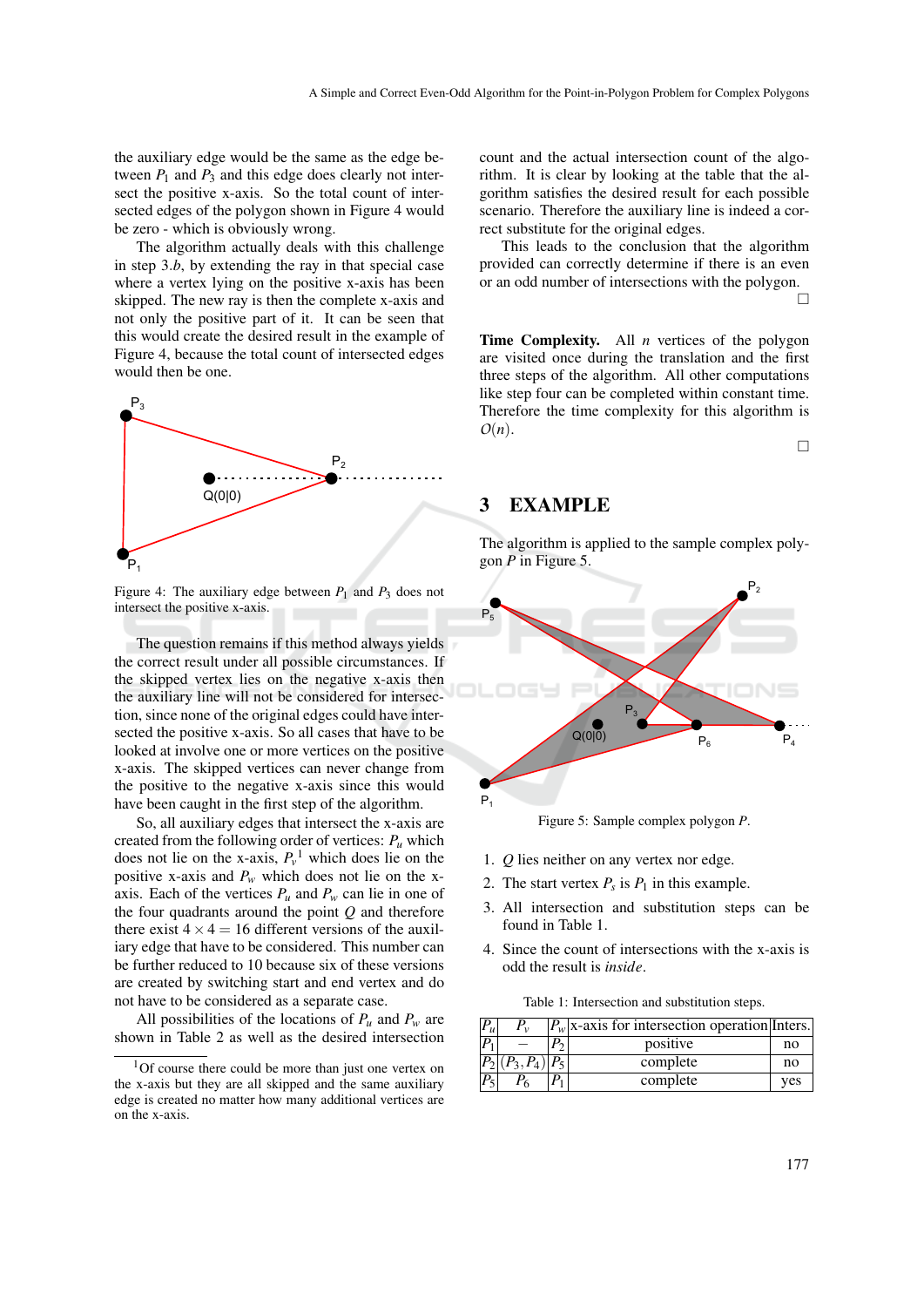the auxiliary edge would be the same as the edge between $P_1$ and $P_3$ and this edge does clearly not intersect the positive x-axis. So the total count of intersected edges of the polygon shown in Figure 4 would be zero - which is obviously wrong.

The algorithm actually deals with this challenge in step 3.*b*, by extending the ray in that special case where a vertex lying on the positive x-axis has been skipped. The new ray is then the complete x-axis and not only the positive part of it. It can be seen that this would create the desired result in the example of Figure 4, because the total count of intersected edges would then be one.

Figure 4: The auxiliary edge between $P_1$ and $P_3$ does not intersect the positive x-axis.

The question remains if this method always yields the correct result under all possible circumstances. If the skipped vertex lies on the negative x-axis then the auxiliary line will not be considered for intersection, since none of the original edges could have intersected the positive x-axis. So all cases that have to be looked at involve one or more vertices on the positive x-axis. The skipped vertices can never change from the positive to the negative x-axis since this would have been caught in the first step of the algorithm.

So, all auxiliary edges that intersect the x-axis are created from the following order of vertices: $P_u$ which does not lie on the x-axis, $P_v$[1] which does lie on the positive x-axis and $P_w$ which does not lie on the x-axis. Each of the vertices $P_u$ and $P_w$ can lie in one of the four quadrants around the point $Q$ and therefore there exist $4 \times 4 = 16$ different versions of the auxiliary edge that have to be considered. This number can be further reduced to 10 because six of these versions are created by switching start and end vertex and do not have to be considered as a separate case.

All possibilities of the locations of $P_u$ and $P_w$ are shown in Table 2 as well as the desired intersection count and the actual intersection count of the algorithm. It is clear by looking at the table that the algorithm satisfies the desired result for each possible scenario. Therefore the auxiliary line is indeed a correct substitute for the original edges.

This leads to the conclusion that the algorithm provided can correctly determine if there is an even or an odd number of intersections with the polygon. □

**Time Complexity.** All $n$ vertices of the polygon are visited once during the translation and the first three steps of the algorithm. All other computations like step four can be completed within constant time. Therefore the time complexity for this algorithm is $O(n)$. □

[1] Of course there could be more than just one vertex on the x-axis but they are all skipped and the same auxiliary edge is created no matter how many additional vertices are on the x-axis.

## 3 EXAMPLE

The algorithm is applied to the sample complex polygon $P$ in Figure 5.

Figure 5: Sample complex polygon $P$.

1. $Q$ lies neither on any vertex nor edge.
2. The start vertex $P_s$ is $P_1$ in this example.
3. All intersection and substitution steps can be found in Table 1.
4. Since the count of intersections with the x-axis is odd the result is *inside*.

Table 1: Intersection and substitution steps.

| $P_u$ | $P_v$ | $P_w$ | x-axis for intersection operation | Inters. |
|---|---|---|---|---|
| $P_1$ | – | $P_2$ | positive | no |
| $P_2$ | $(P_3, P_4)$ | $P_5$ | complete | no |
| $P_5$ | $P_6$ | $P_1$ | complete | yes |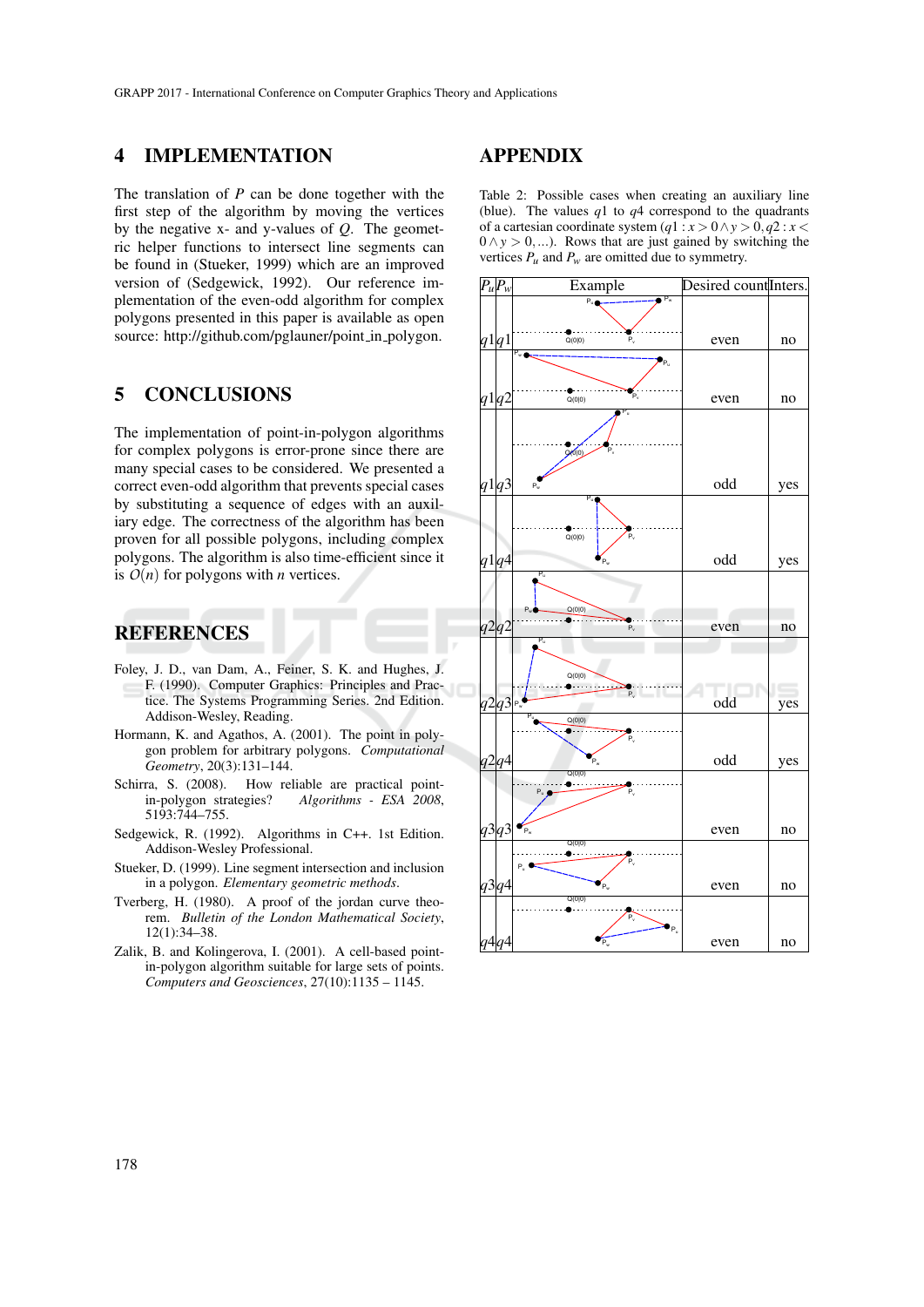## 4 IMPLEMENTATION

The translation of $P$ can be done together with the first step of the algorithm by moving the vertices by the negative x- and y-values of $Q$. The geometric helper functions to intersect line segments can be found in (Stueker, 1999) which are an improved version of (Sedgewick, 1992). Our reference implementation of the even-odd algorithm for complex polygons presented in this paper is available as open source: http://github.com/pglauner/point_in_polygon.

## 5 CONCLUSIONS

The implementation of point-in-polygon algorithms for complex polygons is error-prone since there are many special cases to be considered. We presented a correct even-odd algorithm that prevents special cases by substituting a sequence of edges with an auxiliary edge. The correctness of the algorithm has been proven for all possible polygons, including complex polygons. The algorithm is also time-efficient since it is $O(n)$ for polygons with $n$ vertices.

## REFERENCES

Foley, J. D., van Dam, A., Feiner, S. K. and Hughes, J. F. (1990). Computer Graphics: Principles and Practice. The Systems Programming Series. 2nd Edition. Addison-Wesley, Reading.

Hormann, K. and Agathos, A. (2001). The point in polygon problem for arbitrary polygons. *Computational Geometry*, 20(3):131–144.

Schirra, S. (2008). How reliable are practical point-in-polygon strategies? *Algorithms - ESA 2008*, 5193:744–755.

Sedgewick, R. (1992). Algorithms in C++. 1st Edition. Addison-Wesley Professional.

Stueker, D. (1999). Line segment intersection and inclusion in a polygon. *Elementary geometric methods*.

Tverberg, H. (1980). A proof of the jordan curve theorem. *Bulletin of the London Mathematical Society*, 12(1):34–38.

Zalik, B. and Kolingerova, I. (2001). A cell-based point-in-polygon algorithm suitable for large sets of points. *Computers and Geosciences*, 27(10):1135 – 1145.

## APPENDIX

Table 2: Possible cases when creating an auxiliary line (blue). The values $q1$ to $q4$ correspond to the quadrants of a cartesian coordinate system ($q1 : x > 0 \wedge y > 0, q2 : x < 0 \wedge y > 0, \ldots$). Rows that are just gained by switching the vertices $P_u$ and $P_w$ are omitted due to symmetry.

| $P_u$ | $P_w$ | Example | Desired count | Inters. |
|---|---|---|---|---|
| $q1$ | $q1$ | | even | no |
| $q1$ | $q2$ | | even | no |
| $q1$ | $q3$ | | odd | yes |
| $q1$ | $q4$ | | odd | yes |
| $q2$ | $q2$ | | even | no |
| $q2$ | $q3$ | | odd | yes |
| $q2$ | $q4$ | | odd | yes |
| $q3$ | $q3$ | | even | no |
| $q3$ | $q4$ | | even | no |
| $q4$ | $q4$ | | even | no |